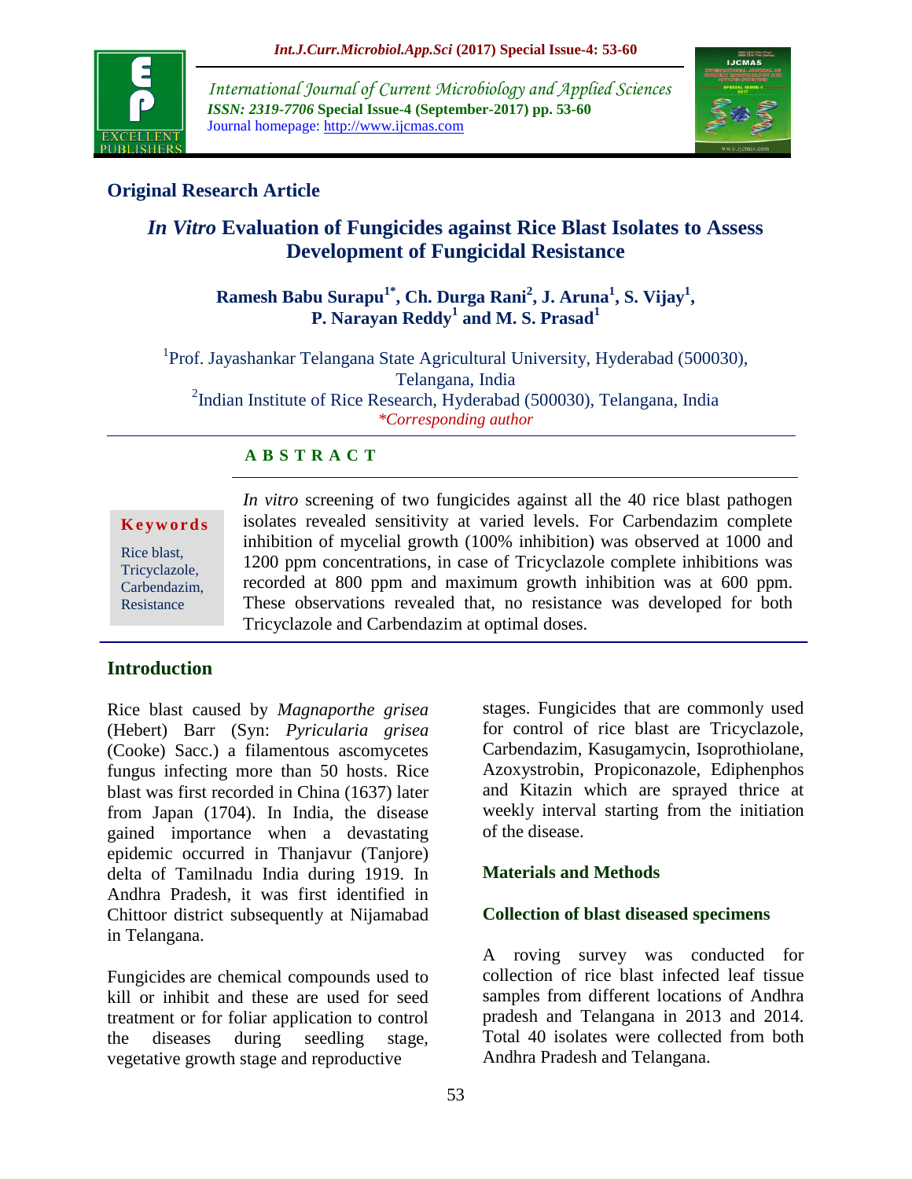Original Research Article

# *In Vitro* Evaluation of Fungicides against Rice Blast Isolates to Assess Development of Fungicidal Resistance

**Ramesh Babu Surapu[1*], Ch. Durga Rani[2], J. Aruna[1], S. Vijay[1], P. Narayan Reddy[1] and M. S. Prasad[1]**

[1]Prof. Jayashankar Telangana State Agricultural University, Hyderabad (500030), Telangana, India
[2]Indian Institute of Rice Research, Hyderabad (500030), Telangana, India
*Corresponding author

## A B S T R A C T

**Keywords**

Rice blast, Tricyclazole, Carbendazim, Resistance

*In vitro* screening of two fungicides against all the 40 rice blast pathogen isolates revealed sensitivity at varied levels. For Carbendazim complete inhibition of mycelial growth (100% inhibition) was observed at 1000 and 1200 ppm concentrations, in case of Tricyclazole complete inhibitions was recorded at 800 ppm and maximum growth inhibition was at 600 ppm. These observations revealed that, no resistance was developed for both Tricyclazole and Carbendazim at optimal doses.

## Introduction

Rice blast caused by *Magnaporthe grisea* (Hebert) Barr (Syn: *Pyricularia grisea* (Cooke) Sacc.) a filamentous ascomycetes fungus infecting more than 50 hosts. Rice blast was first recorded in China (1637) later from Japan (1704). In India, the disease gained importance when a devastating epidemic occurred in Thanjavur (Tanjore) delta of Tamilnadu India during 1919. In Andhra Pradesh, it was first identified in Chittoor district subsequently at Nijamabad in Telangana.

Fungicides are chemical compounds used to kill or inhibit and these are used for seed treatment or for foliar application to control the diseases during seedling stage, vegetative growth stage and reproductive stages. Fungicides that are commonly used for control of rice blast are Tricyclazole, Carbendazim, Kasugamycin, Isoprothiolane, Azoxystrobin, Propiconazole, Ediphenphos and Kitazin which are sprayed thrice at weekly interval starting from the initiation of the disease.

## Materials and Methods

### Collection of blast diseased specimens

A roving survey was conducted for collection of rice blast infected leaf tissue samples from different locations of Andhra pradesh and Telangana in 2013 and 2014. Total 40 isolates were collected from both Andhra Pradesh and Telangana.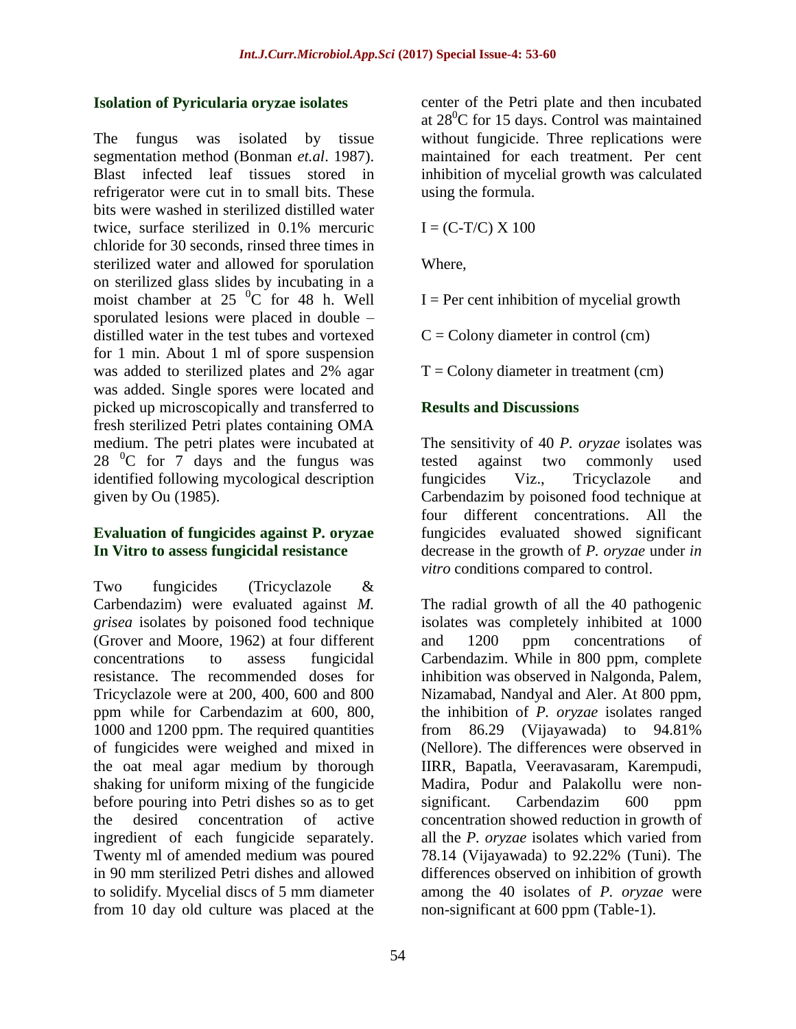### Isolation of Pyricularia oryzae isolates

The fungus was isolated by tissue segmentation method (Bonman *et.al*. 1987). Blast infected leaf tissues stored in refrigerator were cut in to small bits. These bits were washed in sterilized distilled water twice, surface sterilized in 0.1% mercuric chloride for 30 seconds, rinsed three times in sterilized water and allowed for sporulation on sterilized glass slides by incubating in a moist chamber at 25 $^0$C for 48 h. Well sporulated lesions were placed in double – distilled water in the test tubes and vortexed for 1 min. About 1 ml of spore suspension was added to sterilized plates and 2% agar was added. Single spores were located and picked up microscopically and transferred to fresh sterilized Petri plates containing OMA medium. The petri plates were incubated at 28 $^0$C for 7 days and the fungus was identified following mycological description given by Ou (1985).

### Evaluation of fungicides against P. oryzae In Vitro to assess fungicidal resistance

Two fungicides (Tricyclazole & Carbendazim) were evaluated against *M. grisea* isolates by poisoned food technique (Grover and Moore, 1962) at four different concentrations to assess fungicidal resistance. The recommended doses for Tricyclazole were at 200, 400, 600 and 800 ppm while for Carbendazim at 600, 800, 1000 and 1200 ppm. The required quantities of fungicides were weighed and mixed in the oat meal agar medium by thorough shaking for uniform mixing of the fungicide before pouring into Petri dishes so as to get the desired concentration of active ingredient of each fungicide separately. Twenty ml of amended medium was poured in 90 mm sterilized Petri dishes and allowed to solidify. Mycelial discs of 5 mm diameter from 10 day old culture was placed at the center of the Petri plate and then incubated at 28$^0$C for 15 days. Control was maintained without fungicide. Three replications were maintained for each treatment. Per cent inhibition of mycelial growth was calculated using the formula.

$I = (C\text{-}T/C) \text{ X } 100$

Where,

I = Per cent inhibition of mycelial growth

C = Colony diameter in control (cm)

T = Colony diameter in treatment (cm)

### Results and Discussions

The sensitivity of 40 *P. oryzae* isolates was tested against two commonly used fungicides Viz., Tricyclazole and Carbendazim by poisoned food technique at four different concentrations. All the fungicides evaluated showed significant decrease in the growth of *P. oryzae* under *in vitro* conditions compared to control.

The radial growth of all the 40 pathogenic isolates was completely inhibited at 1000 and 1200 ppm concentrations of Carbendazim. While in 800 ppm, complete inhibition was observed in Nalgonda, Palem, Nizamabad, Nandyal and Aler. At 800 ppm, the inhibition of *P. oryzae* isolates ranged from 86.29 (Vijayawada) to 94.81% (Nellore). The differences were observed in IIRR, Bapatla, Veeravasaram, Karempudi, Madira, Podur and Palakollu were non-significant. Carbendazim 600 ppm concentration showed reduction in growth of all the *P. oryzae* isolates which varied from 78.14 (Vijayawada) to 92.22% (Tuni). The differences observed on inhibition of growth among the 40 isolates of *P. oryzae* were non-significant at 600 ppm (Table-1).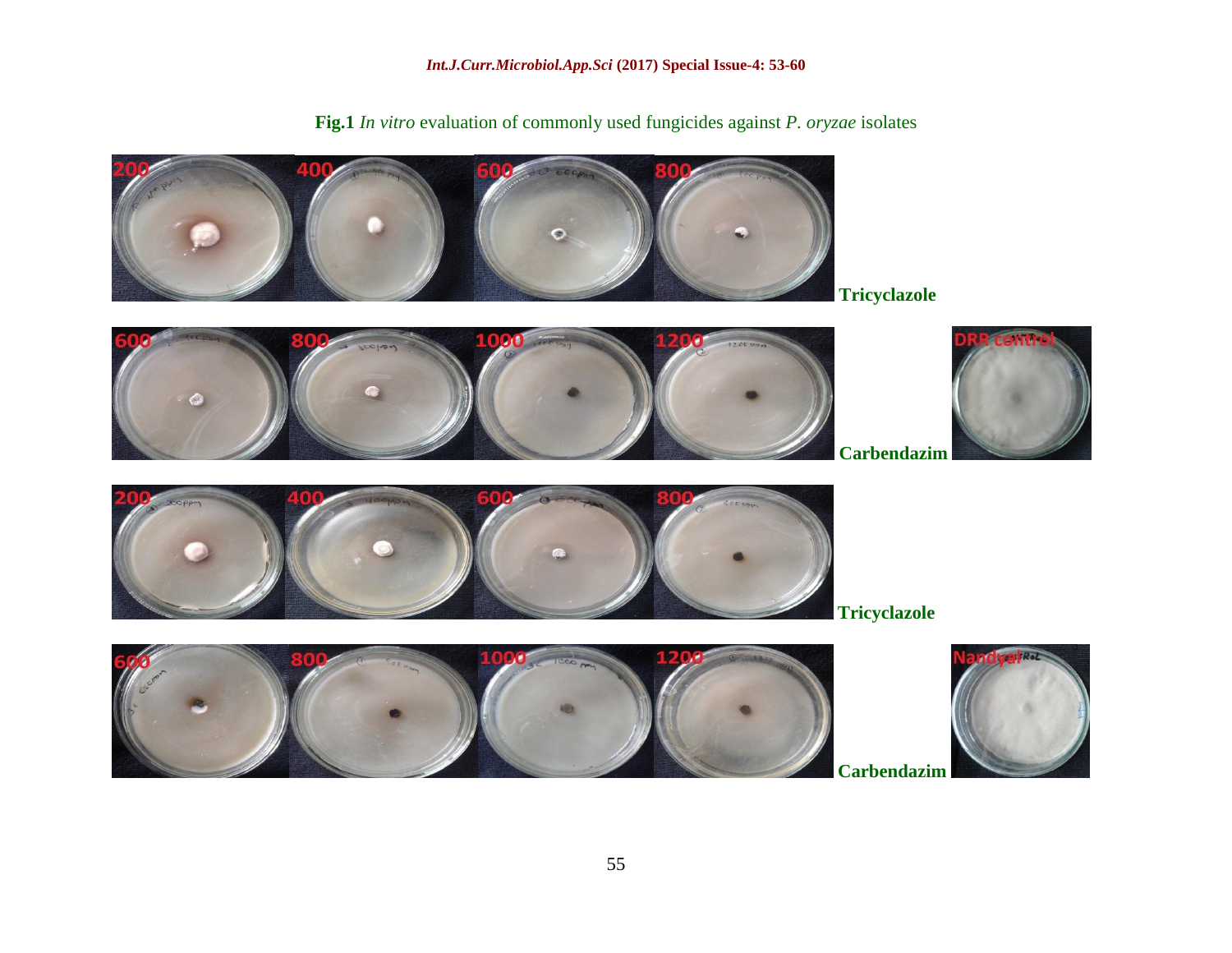**Fig.1** *In vitro* evaluation of commonly used fungicides against *P. oryzae* isolates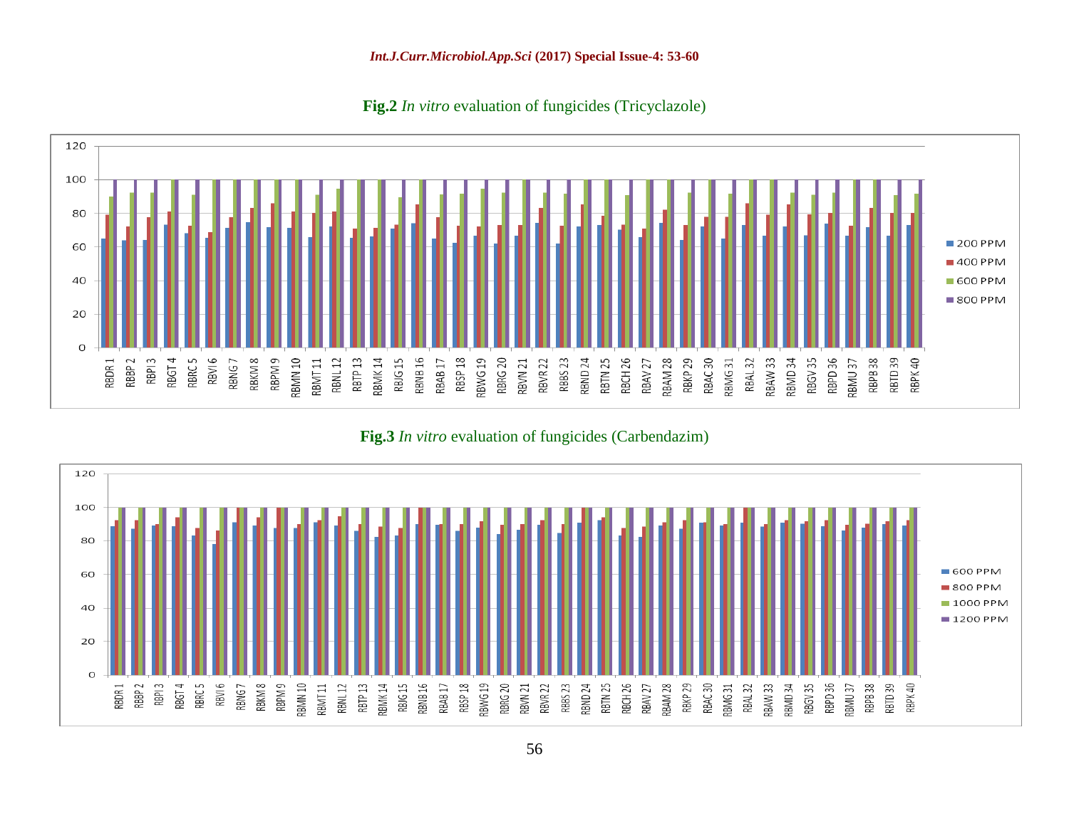**Fig.2** *In vitro* evaluation of fungicides (Tricyclazole)

**Fig.3** *In vitro* evaluation of fungicides (Carbendazim)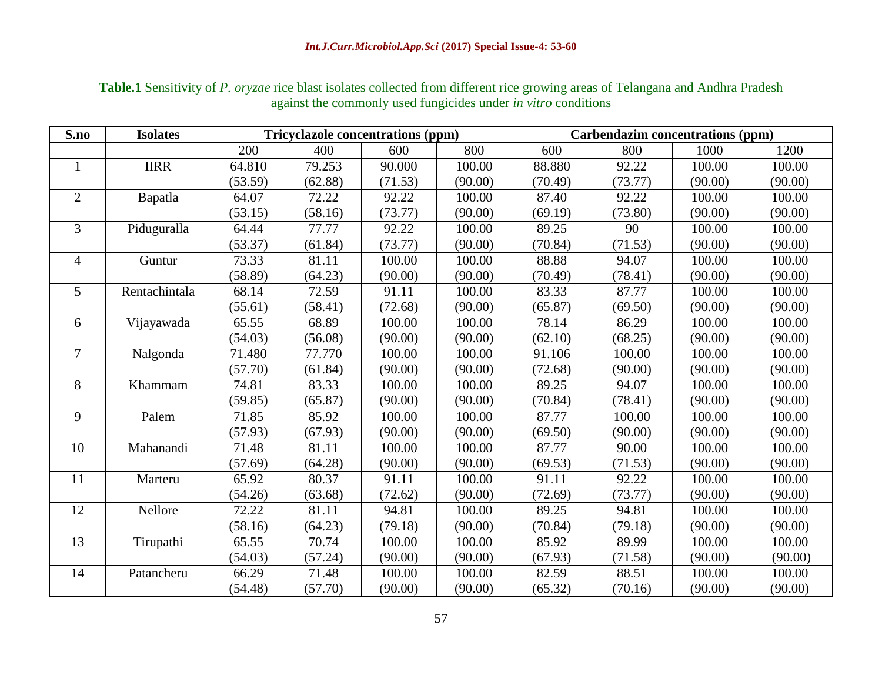**Table.1** Sensitivity of *P. oryzae* rice blast isolates collected from different rice growing areas of Telangana and Andhra Pradesh against the commonly used fungicides under *in vitro* conditions

| S.no | Isolates | Tricyclazole concentrations (ppm) | | | | Carbendazim concentrations (ppm) | | | |
|---|---|---|---|---|---|---|---|---|---|
| | | 200 | 400 | 600 | 800 | 600 | 800 | 1000 | 1200 |
| 1 | IIRR | 64.810 (53.59) | 79.253 (62.88) | 90.000 (71.53) | 100.00 (90.00) | 88.880 (70.49) | 92.22 (73.77) | 100.00 (90.00) | 100.00 (90.00) |
| 2 | Bapatla | 64.07 (53.15) | 72.22 (58.16) | 92.22 (73.77) | 100.00 (90.00) | 87.40 (69.19) | 92.22 (73.80) | 100.00 (90.00) | 100.00 (90.00) |
| 3 | Piduguralla | 64.44 (53.37) | 77.77 (61.84) | 92.22 (73.77) | 100.00 (90.00) | 89.25 (70.84) | 90 (71.53) | 100.00 (90.00) | 100.00 (90.00) |
| 4 | Guntur | 73.33 (58.89) | 81.11 (64.23) | 100.00 (90.00) | 100.00 (90.00) | 88.88 (70.49) | 94.07 (78.41) | 100.00 (90.00) | 100.00 (90.00) |
| 5 | Rentachintala | 68.14 (55.61) | 72.59 (58.41) | 91.11 (72.68) | 100.00 (90.00) | 83.33 (65.87) | 87.77 (69.50) | 100.00 (90.00) | 100.00 (90.00) |
| 6 | Vijayawada | 65.55 (54.03) | 68.89 (56.08) | 100.00 (90.00) | 100.00 (90.00) | 78.14 (62.10) | 86.29 (68.25) | 100.00 (90.00) | 100.00 (90.00) |
| 7 | Nalgonda | 71.480 (57.70) | 77.770 (61.84) | 100.00 (90.00) | 100.00 (90.00) | 91.106 (72.68) | 100.00 (90.00) | 100.00 (90.00) | 100.00 (90.00) |
| 8 | Khammam | 74.81 (59.85) | 83.33 (65.87) | 100.00 (90.00) | 100.00 (90.00) | 89.25 (70.84) | 94.07 (78.41) | 100.00 (90.00) | 100.00 (90.00) |
| 9 | Palem | 71.85 (57.93) | 85.92 (67.93) | 100.00 (90.00) | 100.00 (90.00) | 87.77 (69.50) | 100.00 (90.00) | 100.00 (90.00) | 100.00 (90.00) |
| 10 | Mahanandi | 71.48 (57.69) | 81.11 (64.28) | 100.00 (90.00) | 100.00 (90.00) | 87.77 (69.53) | 90.00 (71.53) | 100.00 (90.00) | 100.00 (90.00) |
| 11 | Marteru | 65.92 (54.26) | 80.37 (63.68) | 91.11 (72.62) | 100.00 (90.00) | 91.11 (72.69) | 92.22 (73.77) | 100.00 (90.00) | 100.00 (90.00) |
| 12 | Nellore | 72.22 (58.16) | 81.11 (64.23) | 94.81 (79.18) | 100.00 (90.00) | 89.25 (70.84) | 94.81 (79.18) | 100.00 (90.00) | 100.00 (90.00) |
| 13 | Tirupathi | 65.55 (54.03) | 70.74 (57.24) | 100.00 (90.00) | 100.00 (90.00) | 85.92 (67.93) | 89.99 (71.58) | 100.00 (90.00) | 100.00 (90.00) |
| 14 | Patancheru | 66.29 (54.48) | 71.48 (57.70) | 100.00 (90.00) | 100.00 (90.00) | 82.59 (65.32) | 88.51 (70.16) | 100.00 (90.00) | 100.00 (90.00) |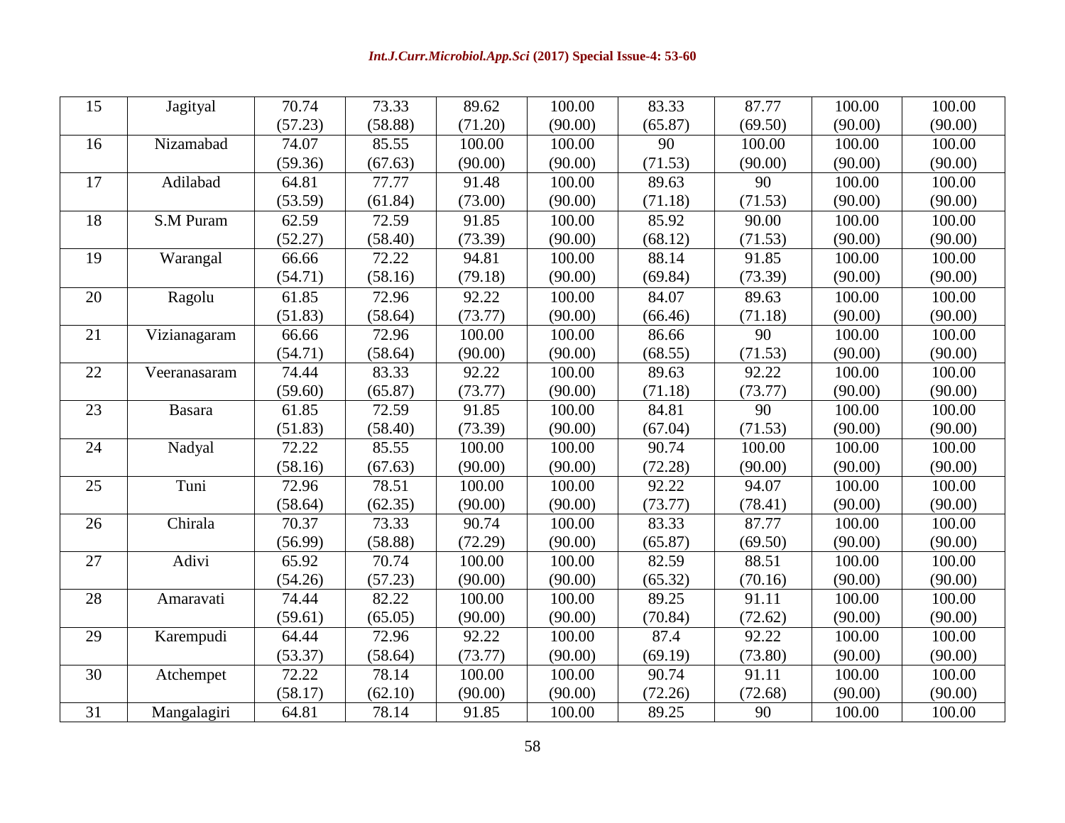| 15 | Jagityal | 70.74 (57.23) | 73.33 (58.88) | 89.62 (71.20) | 100.00 (90.00) | 83.33 (65.87) | 87.77 (69.50) | 100.00 (90.00) | 100.00 (90.00) |
|---|---|---|---|---|---|---|---|---|---|
| 16 | Nizamabad | 74.07 (59.36) | 85.55 (67.63) | 100.00 (90.00) | 100.00 (90.00) | 90 (71.53) | 100.00 (90.00) | 100.00 (90.00) | 100.00 (90.00) |
| 17 | Adilabad | 64.81 (53.59) | 77.77 (61.84) | 91.48 (73.00) | 100.00 (90.00) | 89.63 (71.18) | 90 (71.53) | 100.00 (90.00) | 100.00 (90.00) |
| 18 | S.M Puram | 62.59 (52.27) | 72.59 (58.40) | 91.85 (73.39) | 100.00 (90.00) | 85.92 (68.12) | 90.00 (71.53) | 100.00 (90.00) | 100.00 (90.00) |
| 19 | Warangal | 66.66 (54.71) | 72.22 (58.16) | 94.81 (79.18) | 100.00 (90.00) | 88.14 (69.84) | 91.85 (73.39) | 100.00 (90.00) | 100.00 (90.00) |
| 20 | Ragolu | 61.85 (51.83) | 72.96 (58.64) | 92.22 (73.77) | 100.00 (90.00) | 84.07 (66.46) | 89.63 (71.18) | 100.00 (90.00) | 100.00 (90.00) |
| 21 | Vizianagaram | 66.66 (54.71) | 72.96 (58.64) | 100.00 (90.00) | 100.00 (90.00) | 86.66 (68.55) | 90 (71.53) | 100.00 (90.00) | 100.00 (90.00) |
| 22 | Veeranasaram | 74.44 (59.60) | 83.33 (65.87) | 92.22 (73.77) | 100.00 (90.00) | 89.63 (71.18) | 92.22 (73.77) | 100.00 (90.00) | 100.00 (90.00) |
| 23 | Basara | 61.85 (51.83) | 72.59 (58.40) | 91.85 (73.39) | 100.00 (90.00) | 84.81 (67.04) | 90 (71.53) | 100.00 (90.00) | 100.00 (90.00) |
| 24 | Nadyal | 72.22 (58.16) | 85.55 (67.63) | 100.00 (90.00) | 100.00 (90.00) | 90.74 (72.28) | 100.00 (90.00) | 100.00 (90.00) | 100.00 (90.00) |
| 25 | Tuni | 72.96 (58.64) | 78.51 (62.35) | 100.00 (90.00) | 100.00 (90.00) | 92.22 (73.77) | 94.07 (78.41) | 100.00 (90.00) | 100.00 (90.00) |
| 26 | Chirala | 70.37 (56.99) | 73.33 (58.88) | 90.74 (72.29) | 100.00 (90.00) | 83.33 (65.87) | 87.77 (69.50) | 100.00 (90.00) | 100.00 (90.00) |
| 27 | Adivi | 65.92 (54.26) | 70.74 (57.23) | 100.00 (90.00) | 100.00 (90.00) | 82.59 (65.32) | 88.51 (70.16) | 100.00 (90.00) | 100.00 (90.00) |
| 28 | Amaravati | 74.44 (59.61) | 82.22 (65.05) | 100.00 (90.00) | 100.00 (90.00) | 89.25 (70.84) | 91.11 (72.62) | 100.00 (90.00) | 100.00 (90.00) |
| 29 | Karempudi | 64.44 (53.37) | 72.96 (58.64) | 92.22 (73.77) | 100.00 (90.00) | 87.4 (69.19) | 92.22 (73.80) | 100.00 (90.00) | 100.00 (90.00) |
| 30 | Atchempet | 72.22 (58.17) | 78.14 (62.10) | 100.00 (90.00) | 100.00 (90.00) | 90.74 (72.26) | 91.11 (72.68) | 100.00 (90.00) | 100.00 (90.00) |
| 31 | Mangalagiri | 64.81 | 78.14 | 91.85 | 100.00 | 89.25 | 90 | 100.00 | 100.00 |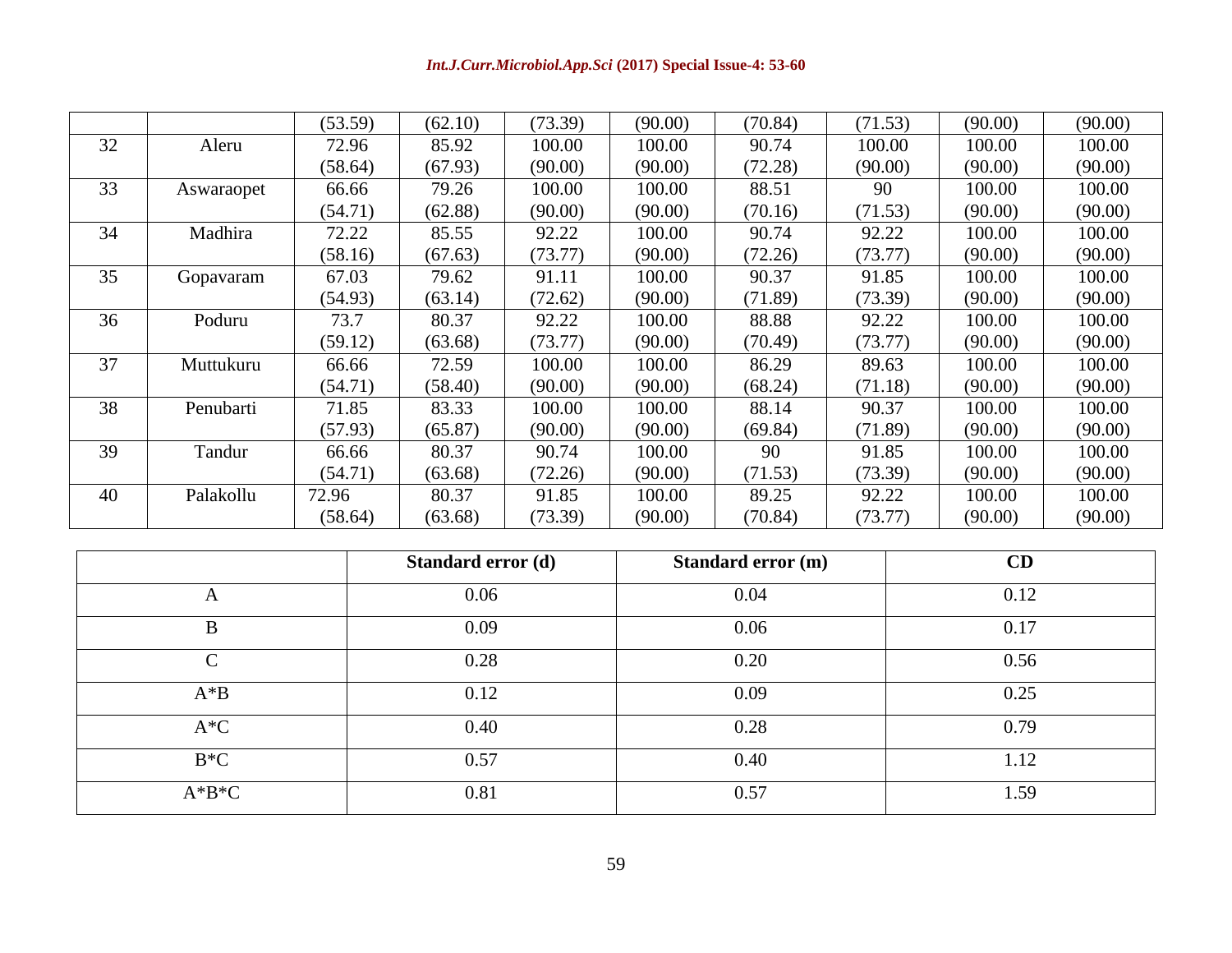|  |  | (53.59) | (62.10) | (73.39) | (90.00) | (70.84) | (71.53) | (90.00) | (90.00) |
|---|---|---|---|---|---|---|---|---|---|
| 32 | Aleru | 72.96<br>(58.64) | 85.92<br>(67.93) | 100.00<br>(90.00) | 100.00<br>(90.00) | 90.74<br>(72.28) | 100.00<br>(90.00) | 100.00<br>(90.00) | 100.00<br>(90.00) |
| 33 | Aswaraopet | 66.66<br>(54.71) | 79.26<br>(62.88) | 100.00<br>(90.00) | 100.00<br>(90.00) | 88.51<br>(70.16) | 90<br>(71.53) | 100.00<br>(90.00) | 100.00<br>(90.00) |
| 34 | Madhira | 72.22<br>(58.16) | 85.55<br>(67.63) | 92.22<br>(73.77) | 100.00<br>(90.00) | 90.74<br>(72.26) | 92.22<br>(73.77) | 100.00<br>(90.00) | 100.00<br>(90.00) |
| 35 | Gopavaram | 67.03<br>(54.93) | 79.62<br>(63.14) | 91.11<br>(72.62) | 100.00<br>(90.00) | 90.37<br>(71.89) | 91.85<br>(73.39) | 100.00<br>(90.00) | 100.00<br>(90.00) |
| 36 | Poduru | 73.7<br>(59.12) | 80.37<br>(63.68) | 92.22<br>(73.77) | 100.00<br>(90.00) | 88.88<br>(70.49) | 92.22<br>(73.77) | 100.00<br>(90.00) | 100.00<br>(90.00) |
| 37 | Muttukuru | 66.66<br>(54.71) | 72.59<br>(58.40) | 100.00<br>(90.00) | 100.00<br>(90.00) | 86.29<br>(68.24) | 89.63<br>(71.18) | 100.00<br>(90.00) | 100.00<br>(90.00) |
| 38 | Penubarti | 71.85<br>(57.93) | 83.33<br>(65.87) | 100.00<br>(90.00) | 100.00<br>(90.00) | 88.14<br>(69.84) | 90.37<br>(71.89) | 100.00<br>(90.00) | 100.00<br>(90.00) |
| 39 | Tandur | 66.66<br>(54.71) | 80.37<br>(63.68) | 90.74<br>(72.26) | 100.00<br>(90.00) | 90<br>(71.53) | 91.85<br>(73.39) | 100.00<br>(90.00) | 100.00<br>(90.00) |
| 40 | Palakollu | 72.96<br>(58.64) | 80.37<br>(63.68) | 91.85<br>(73.39) | 100.00<br>(90.00) | 89.25<br>(70.84) | 92.22<br>(73.77) | 100.00<br>(90.00) | 100.00<br>(90.00) |

|  | **Standard error (d)** | **Standard error (m)** | **CD** |
|---|---|---|---|
| A | 0.06 | 0.04 | 0.12 |
| B | 0.09 | 0.06 | 0.17 |
| C | 0.28 | 0.20 | 0.56 |
| A*B | 0.12 | 0.09 | 0.25 |
| A*C | 0.40 | 0.28 | 0.79 |
| B*C | 0.57 | 0.40 | 1.12 |
| A*B*C | 0.81 | 0.57 | 1.59 |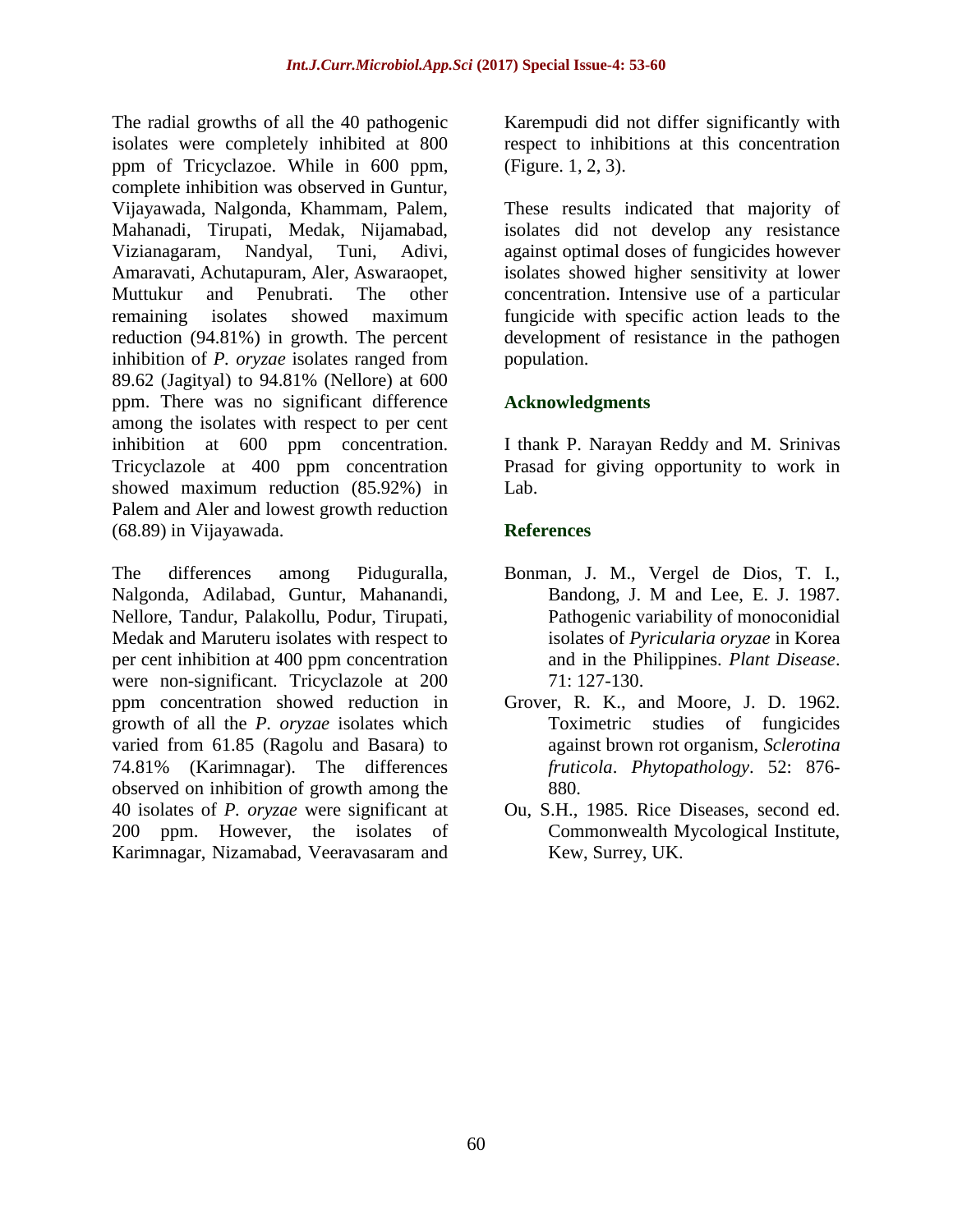The radial growths of all the 40 pathogenic isolates were completely inhibited at 800 ppm of Tricyclazoe. While in 600 ppm, complete inhibition was observed in Guntur, Vijayawada, Nalgonda, Khammam, Palem, Mahanadi, Tirupati, Medak, Nijamabad, Vizianagaram, Nandyal, Tuni, Adivi, Amaravati, Achutapuram, Aler, Aswaraopet, Muttukur and Penubrati. The other remaining isolates showed maximum reduction (94.81%) in growth. The percent inhibition of *P. oryzae* isolates ranged from 89.62 (Jagityal) to 94.81% (Nellore) at 600 ppm. There was no significant difference among the isolates with respect to per cent inhibition at 600 ppm concentration. Tricyclazole at 400 ppm concentration showed maximum reduction (85.92%) in Palem and Aler and lowest growth reduction (68.89) in Vijayawada.

The differences among Piduguralla, Nalgonda, Adilabad, Guntur, Mahanandi, Nellore, Tandur, Palakollu, Podur, Tirupati, Medak and Maruteru isolates with respect to per cent inhibition at 400 ppm concentration were non-significant. Tricyclazole at 200 ppm concentration showed reduction in growth of all the *P. oryzae* isolates which varied from 61.85 (Ragolu and Basara) to 74.81% (Karimnagar). The differences observed on inhibition of growth among the 40 isolates of *P. oryzae* were significant at 200 ppm. However, the isolates of Karimnagar, Nizamabad, Veeravasaram and Karempudi did not differ significantly with respect to inhibitions at this concentration (Figure. 1, 2, 3).

These results indicated that majority of isolates did not develop any resistance against optimal doses of fungicides however isolates showed higher sensitivity at lower concentration. Intensive use of a particular fungicide with specific action leads to the development of resistance in the pathogen population.

## Acknowledgments

I thank P. Narayan Reddy and M. Srinivas Prasad for giving opportunity to work in Lab.

## References

- Bonman, J. M., Vergel de Dios, T. I., Bandong, J. M and Lee, E. J. 1987. Pathogenic variability of monoconidial isolates of *Pyricularia oryzae* in Korea and in the Philippines. *Plant Disease*. 71: 127-130.
- Grover, R. K., and Moore, J. D. 1962. Toximetric studies of fungicides against brown rot organism, *Sclerotina fruticola*. *Phytopathology*. 52: 876-880.
- Ou, S.H., 1985. Rice Diseases, second ed. Commonwealth Mycological Institute, Kew, Surrey, UK.